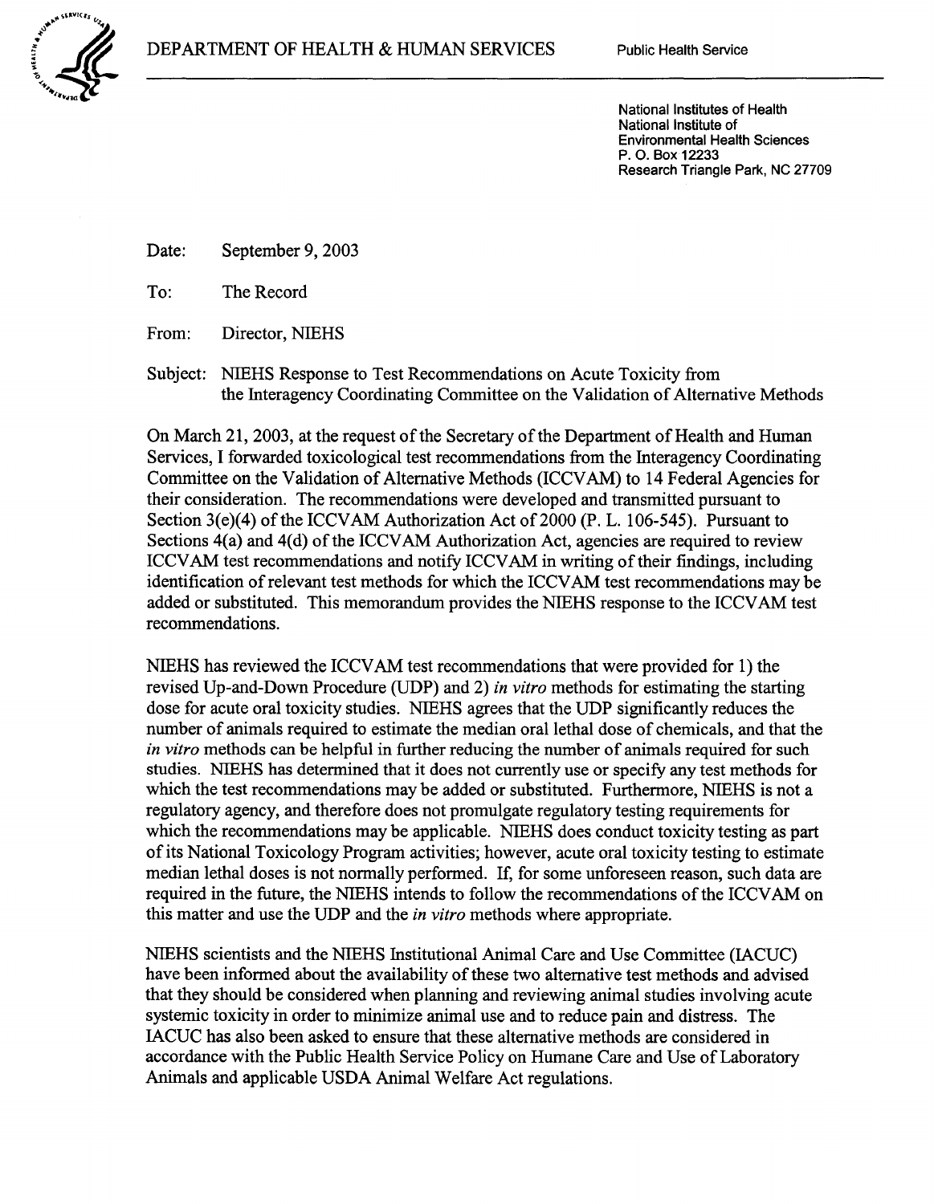DEPARTMENT OF HEALTH & HUMAN SERVICES

Public Health Service

National Institutes of Health
National Institute of
Environmental Health Sciences
P. O. Box 12233
Research Triangle Park, NC 27709

Date: September 9, 2003

To: The Record

From: Director, NIEHS

Subject: NIEHS Response to Test Recommendations on Acute Toxicity from the Interagency Coordinating Committee on the Validation of Alternative Methods

On March 21, 2003, at the request of the Secretary of the Department of Health and Human Services, I forwarded toxicological test recommendations from the Interagency Coordinating Committee on the Validation of Alternative Methods (ICCVAM) to 14 Federal Agencies for their consideration. The recommendations were developed and transmitted pursuant to Section 3(e)(4) of the ICCVAM Authorization Act of 2000 (P. L. 106-545). Pursuant to Sections 4(a) and 4(d) of the ICCVAM Authorization Act, agencies are required to review ICCVAM test recommendations and notify ICCVAM in writing of their findings, including identification of relevant test methods for which the ICCVAM test recommendations may be added or substituted. This memorandum provides the NIEHS response to the ICCVAM test recommendations.

NIEHS has reviewed the ICCVAM test recommendations that were provided for 1) the revised Up-and-Down Procedure (UDP) and 2) *in vitro* methods for estimating the starting dose for acute oral toxicity studies. NIEHS agrees that the UDP significantly reduces the number of animals required to estimate the median oral lethal dose of chemicals, and that the *in vitro* methods can be helpful in further reducing the number of animals required for such studies. NIEHS has determined that it does not currently use or specify any test methods for which the test recommendations may be added or substituted. Furthermore, NIEHS is not a regulatory agency, and therefore does not promulgate regulatory testing requirements for which the recommendations may be applicable. NIEHS does conduct toxicity testing as part of its National Toxicology Program activities; however, acute oral toxicity testing to estimate median lethal doses is not normally performed. If, for some unforeseen reason, such data are required in the future, the NIEHS intends to follow the recommendations of the ICCVAM on this matter and use the UDP and the *in vitro* methods where appropriate.

NIEHS scientists and the NIEHS Institutional Animal Care and Use Committee (IACUC) have been informed about the availability of these two alternative test methods and advised that they should be considered when planning and reviewing animal studies involving acute systemic toxicity in order to minimize animal use and to reduce pain and distress. The IACUC has also been asked to ensure that these alternative methods are considered in accordance with the Public Health Service Policy on Humane Care and Use of Laboratory Animals and applicable USDA Animal Welfare Act regulations.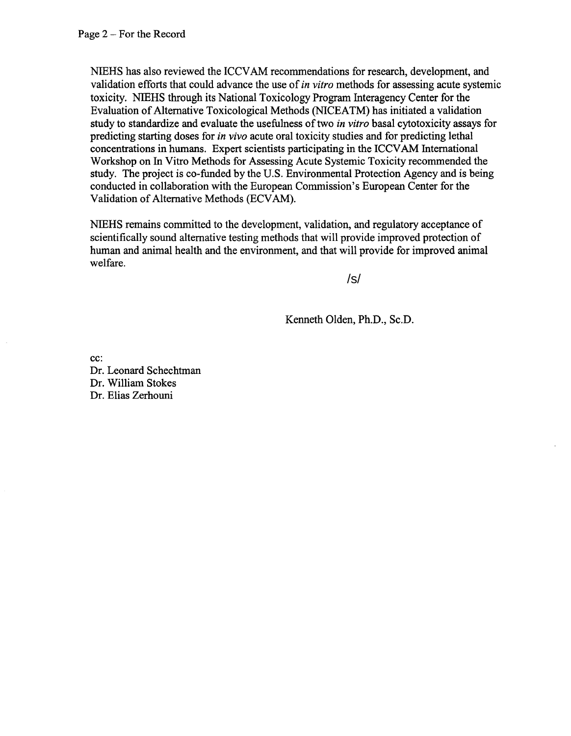NIEHS has also reviewed the ICCVAM recommendations for research, development, and validation efforts that could advance the use of *in vitro* methods for assessing acute systemic toxicity. NIEHS through its National Toxicology Program Interagency Center for the Evaluation of Alternative Toxicological Methods (NICEATM) has initiated a validation study to standardize and evaluate the usefulness of two *in vitro* basal cytotoxicity assays for predicting starting doses for *in vivo* acute oral toxicity studies and for predicting lethal concentrations in humans. Expert scientists participating in the ICCVAM International Workshop on In Vitro Methods for Assessing Acute Systemic Toxicity recommended the study. The project is co-funded by the U.S. Environmental Protection Agency and is being conducted in collaboration with the European Commission's European Center for the Validation of Alternative Methods (ECVAM).

NIEHS remains committed to the development, validation, and regulatory acceptance of scientifically sound alternative testing methods that will provide improved protection of human and animal health and the environment, and that will provide for improved animal welfare.

/s/

Kenneth Olden, Ph.D., Sc.D.

cc:
Dr. Leonard Schechtman
Dr. William Stokes
Dr. Elias Zerhouni